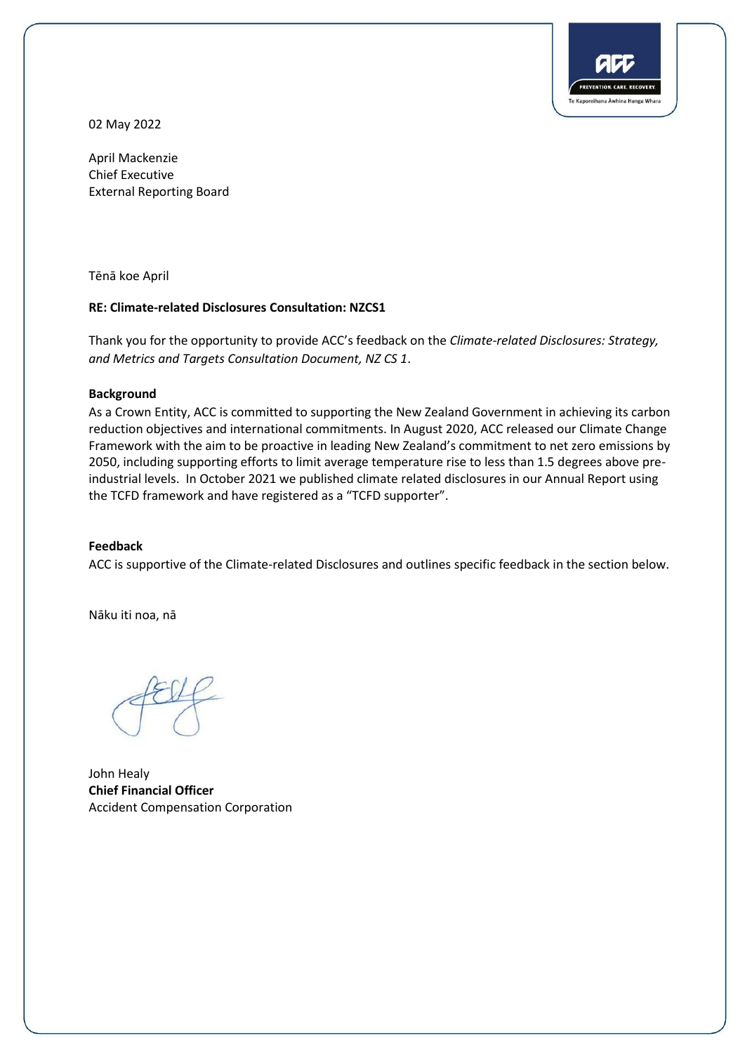02 May 2022

April Mackenzie
Chief Executive
External Reporting Board

Tēnā koe April

**RE: Climate-related Disclosures Consultation: NZCS1**

Thank you for the opportunity to provide ACC's feedback on the *Climate-related Disclosures: Strategy, and Metrics and Targets Consultation Document, NZ CS 1*.

**Background**

As a Crown Entity, ACC is committed to supporting the New Zealand Government in achieving its carbon reduction objectives and international commitments. In August 2020, ACC released our Climate Change Framework with the aim to be proactive in leading New Zealand's commitment to net zero emissions by 2050, including supporting efforts to limit average temperature rise to less than 1.5 degrees above pre-industrial levels. In October 2021 we published climate related disclosures in our Annual Report using the TCFD framework and have registered as a "TCFD supporter".

**Feedback**

ACC is supportive of the Climate-related Disclosures and outlines specific feedback in the section below.

Nāku iti noa, nā

John Healy
**Chief Financial Officer**
Accident Compensation Corporation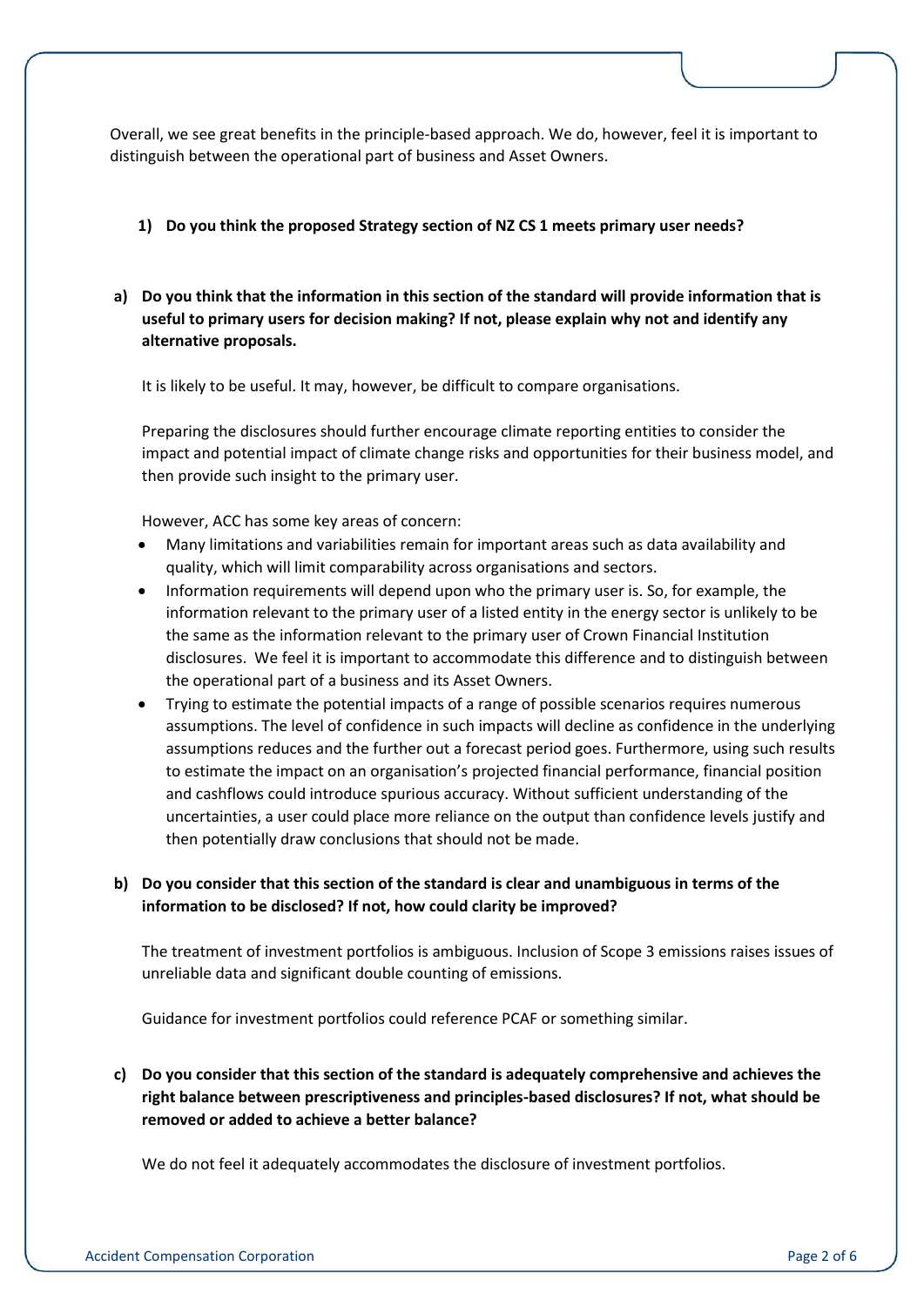Overall, we see great benefits in the principle-based approach. We do, however, feel it is important to distinguish between the operational part of business and Asset Owners.

**1) Do you think the proposed Strategy section of NZ CS 1 meets primary user needs?**

**a) Do you think that the information in this section of the standard will provide information that is useful to primary users for decision making? If not, please explain why not and identify any alternative proposals.**

It is likely to be useful. It may, however, be difficult to compare organisations.

Preparing the disclosures should further encourage climate reporting entities to consider the impact and potential impact of climate change risks and opportunities for their business model, and then provide such insight to the primary user.

However, ACC has some key areas of concern:

- Many limitations and variabilities remain for important areas such as data availability and quality, which will limit comparability across organisations and sectors.
- Information requirements will depend upon who the primary user is. So, for example, the information relevant to the primary user of a listed entity in the energy sector is unlikely to be the same as the information relevant to the primary user of Crown Financial Institution disclosures. We feel it is important to accommodate this difference and to distinguish between the operational part of a business and its Asset Owners.
- Trying to estimate the potential impacts of a range of possible scenarios requires numerous assumptions. The level of confidence in such impacts will decline as confidence in the underlying assumptions reduces and the further out a forecast period goes. Furthermore, using such results to estimate the impact on an organisation's projected financial performance, financial position and cashflows could introduce spurious accuracy. Without sufficient understanding of the uncertainties, a user could place more reliance on the output than confidence levels justify and then potentially draw conclusions that should not be made.

**b) Do you consider that this section of the standard is clear and unambiguous in terms of the information to be disclosed? If not, how could clarity be improved?**

The treatment of investment portfolios is ambiguous. Inclusion of Scope 3 emissions raises issues of unreliable data and significant double counting of emissions.

Guidance for investment portfolios could reference PCAF or something similar.

**c) Do you consider that this section of the standard is adequately comprehensive and achieves the right balance between prescriptiveness and principles-based disclosures? If not, what should be removed or added to achieve a better balance?**

We do not feel it adequately accommodates the disclosure of investment portfolios.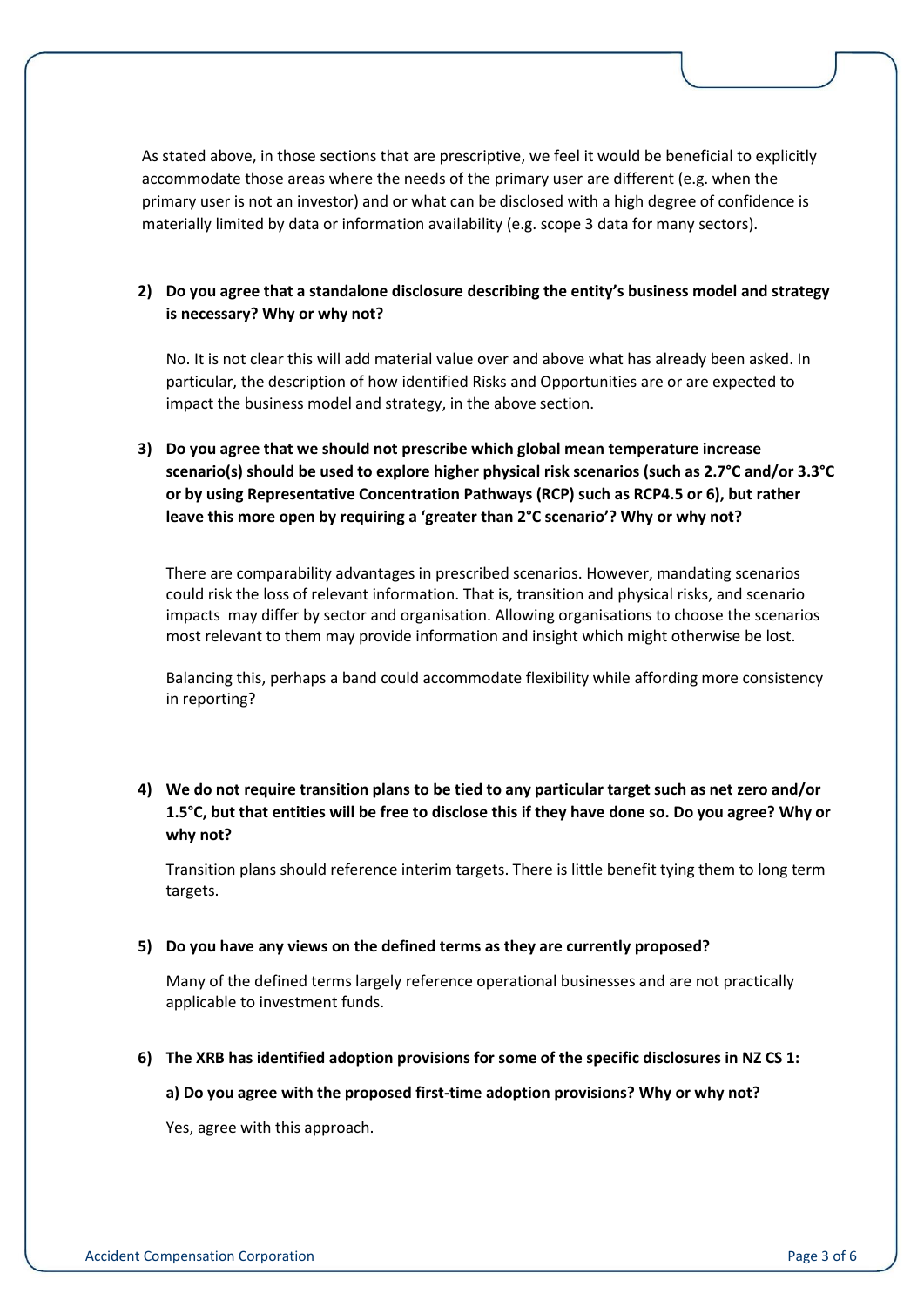As stated above, in those sections that are prescriptive, we feel it would be beneficial to explicitly accommodate those areas where the needs of the primary user are different (e.g. when the primary user is not an investor) and or what can be disclosed with a high degree of confidence is materially limited by data or information availability (e.g. scope 3 data for many sectors).

**2) Do you agree that a standalone disclosure describing the entity's business model and strategy is necessary? Why or why not?**

No. It is not clear this will add material value over and above what has already been asked. In particular, the description of how identified Risks and Opportunities are or are expected to impact the business model and strategy, in the above section.

**3) Do you agree that we should not prescribe which global mean temperature increase scenario(s) should be used to explore higher physical risk scenarios (such as 2.7°C and/or 3.3°C or by using Representative Concentration Pathways (RCP) such as RCP4.5 or 6), but rather leave this more open by requiring a 'greater than 2°C scenario'? Why or why not?**

There are comparability advantages in prescribed scenarios. However, mandating scenarios could risk the loss of relevant information. That is, transition and physical risks, and scenario impacts may differ by sector and organisation. Allowing organisations to choose the scenarios most relevant to them may provide information and insight which might otherwise be lost.

Balancing this, perhaps a band could accommodate flexibility while affording more consistency in reporting?

**4) We do not require transition plans to be tied to any particular target such as net zero and/or 1.5°C, but that entities will be free to disclose this if they have done so. Do you agree? Why or why not?**

Transition plans should reference interim targets. There is little benefit tying them to long term targets.

**5) Do you have any views on the defined terms as they are currently proposed?**

Many of the defined terms largely reference operational businesses and are not practically applicable to investment funds.

**6) The XRB has identified adoption provisions for some of the specific disclosures in NZ CS 1:**

**a) Do you agree with the proposed first-time adoption provisions? Why or why not?**

Yes, agree with this approach.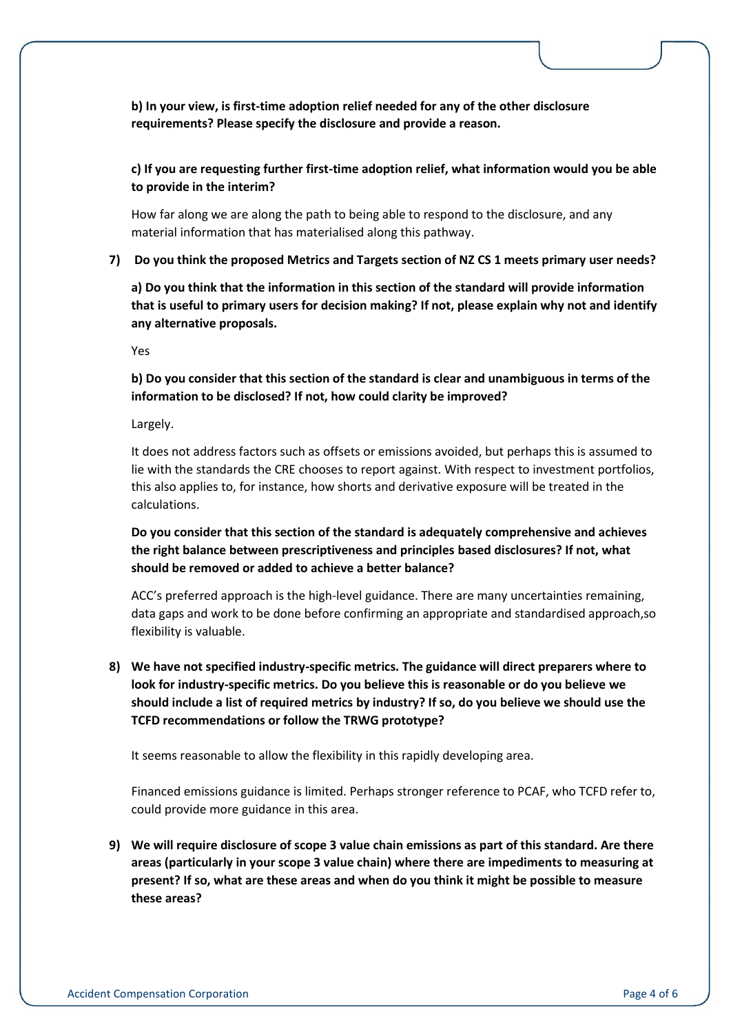**b) In your view, is first-time adoption relief needed for any of the other disclosure requirements? Please specify the disclosure and provide a reason.**

**c) If you are requesting further first-time adoption relief, what information would you be able to provide in the interim?**

How far along we are along the path to being able to respond to the disclosure, and any material information that has materialised along this pathway.

**7) Do you think the proposed Metrics and Targets section of NZ CS 1 meets primary user needs?**

**a) Do you think that the information in this section of the standard will provide information that is useful to primary users for decision making? If not, please explain why not and identify any alternative proposals.**

Yes

**b) Do you consider that this section of the standard is clear and unambiguous in terms of the information to be disclosed? If not, how could clarity be improved?**

Largely.

It does not address factors such as offsets or emissions avoided, but perhaps this is assumed to lie with the standards the CRE chooses to report against. With respect to investment portfolios, this also applies to, for instance, how shorts and derivative exposure will be treated in the calculations.

**Do you consider that this section of the standard is adequately comprehensive and achieves the right balance between prescriptiveness and principles based disclosures? If not, what should be removed or added to achieve a better balance?**

ACC's preferred approach is the high-level guidance. There are many uncertainties remaining, data gaps and work to be done before confirming an appropriate and standardised approach,so flexibility is valuable.

**8) We have not specified industry-specific metrics. The guidance will direct preparers where to look for industry-specific metrics. Do you believe this is reasonable or do you believe we should include a list of required metrics by industry? If so, do you believe we should use the TCFD recommendations or follow the TRWG prototype?**

It seems reasonable to allow the flexibility in this rapidly developing area.

Financed emissions guidance is limited. Perhaps stronger reference to PCAF, who TCFD refer to, could provide more guidance in this area.

**9) We will require disclosure of scope 3 value chain emissions as part of this standard. Are there areas (particularly in your scope 3 value chain) where there are impediments to measuring at present? If so, what are these areas and when do you think it might be possible to measure these areas?**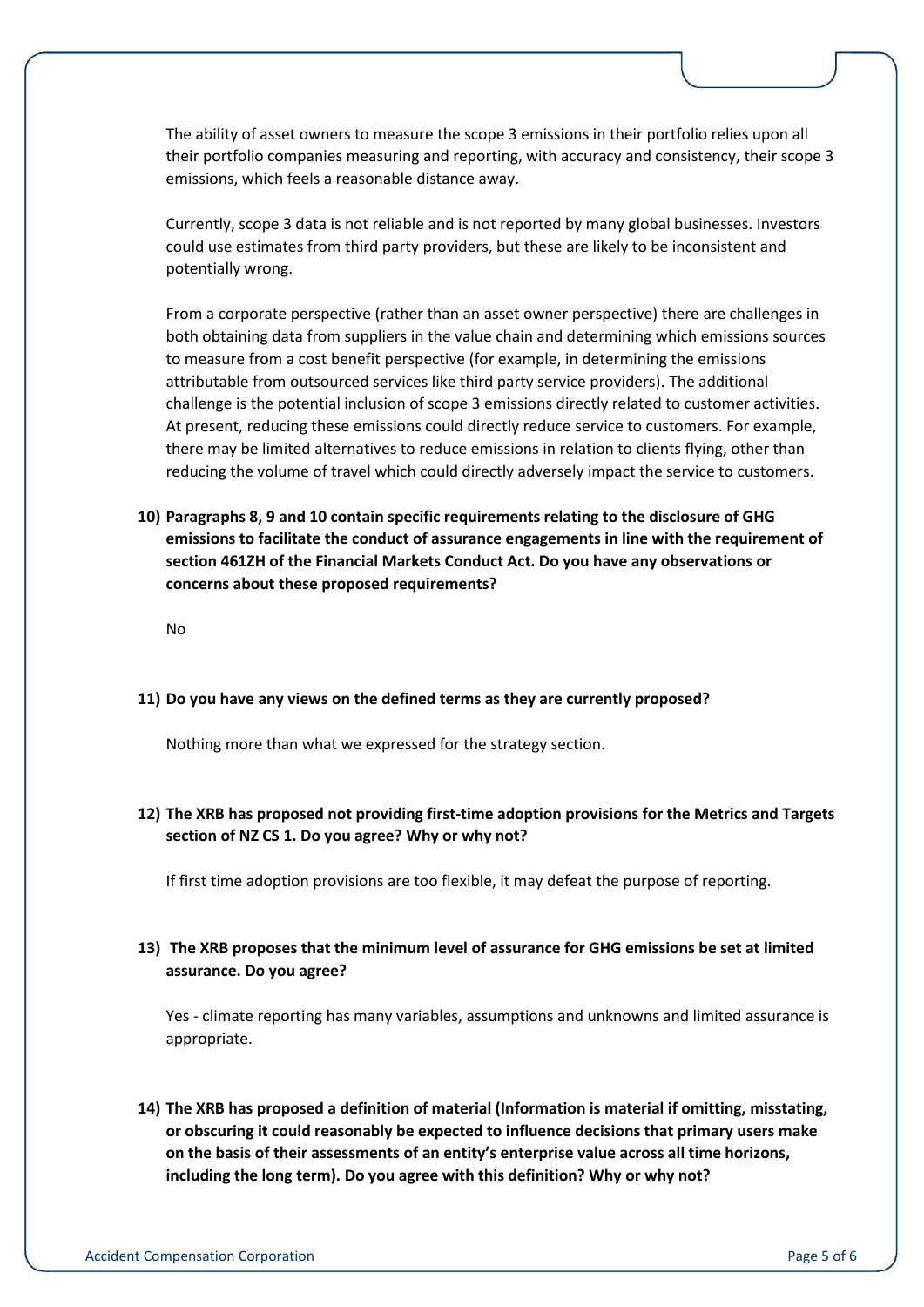The ability of asset owners to measure the scope 3 emissions in their portfolio relies upon all their portfolio companies measuring and reporting, with accuracy and consistency, their scope 3 emissions, which feels a reasonable distance away.

Currently, scope 3 data is not reliable and is not reported by many global businesses. Investors could use estimates from third party providers, but these are likely to be inconsistent and potentially wrong.

From a corporate perspective (rather than an asset owner perspective) there are challenges in both obtaining data from suppliers in the value chain and determining which emissions sources to measure from a cost benefit perspective (for example, in determining the emissions attributable from outsourced services like third party service providers). The additional challenge is the potential inclusion of scope 3 emissions directly related to customer activities. At present, reducing these emissions could directly reduce service to customers. For example, there may be limited alternatives to reduce emissions in relation to clients flying, other than reducing the volume of travel which could directly adversely impact the service to customers.

**10) Paragraphs 8, 9 and 10 contain specific requirements relating to the disclosure of GHG emissions to facilitate the conduct of assurance engagements in line with the requirement of section 461ZH of the Financial Markets Conduct Act. Do you have any observations or concerns about these proposed requirements?**

No

**11) Do you have any views on the defined terms as they are currently proposed?**

Nothing more than what we expressed for the strategy section.

**12) The XRB has proposed not providing first-time adoption provisions for the Metrics and Targets section of NZ CS 1. Do you agree? Why or why not?**

If first time adoption provisions are too flexible, it may defeat the purpose of reporting.

**13) The XRB proposes that the minimum level of assurance for GHG emissions be set at limited assurance. Do you agree?**

Yes - climate reporting has many variables, assumptions and unknowns and limited assurance is appropriate.

**14) The XRB has proposed a definition of material (Information is material if omitting, misstating, or obscuring it could reasonably be expected to influence decisions that primary users make on the basis of their assessments of an entity's enterprise value across all time horizons, including the long term). Do you agree with this definition? Why or why not?**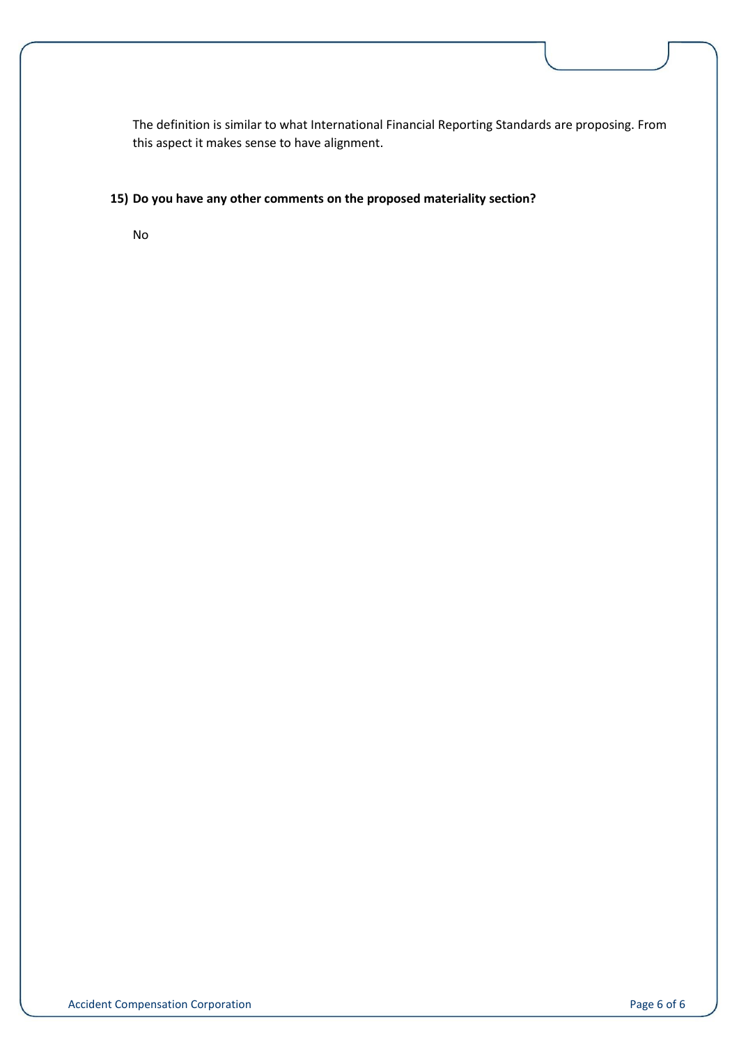The definition is similar to what International Financial Reporting Standards are proposing. From this aspect it makes sense to have alignment.

**15) Do you have any other comments on the proposed materiality section?**

No